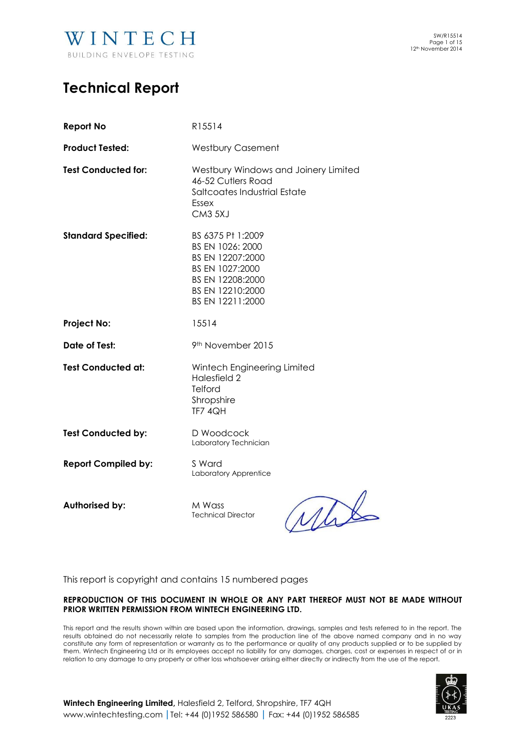WINTECH
BUILDING ENVELOPE TESTING

SW/R15514
12th November 2014

# Technical Report

| | |
|---|---|
| **Report No** | R15514 |
| **Product Tested:** | Westbury Casement |
| **Test Conducted for:** | Westbury Windows and Joinery Limited<br>46-52 Cutlers Road<br>Saltcoates Industrial Estate<br>Essex<br>CM3 5XJ |
| **Standard Specified:** | BS 6375 Pt 1:2009<br>BS EN 1026: 2000<br>BS EN 12207:2000<br>BS EN 1027:2000<br>BS EN 12208:2000<br>BS EN 12210:2000<br>BS EN 12211:2000 |
| **Project No:** | 15514 |
| **Date of Test:** | 9th November 2015 |
| **Test Conducted at:** | Wintech Engineering Limited<br>Halesfield 2<br>Telford<br>Shropshire<br>TF7 4QH |
| **Test Conducted by:** | D Woodcock<br>Laboratory Technician |
| **Report Compiled by:** | S Ward<br>Laboratory Apprentice |
| **Authorised by:** | M Wass<br>Technical Director |

This report is copyright and contains 15 numbered pages

**REPRODUCTION OF THIS DOCUMENT IN WHOLE OR ANY PART THEREOF MUST NOT BE MADE WITHOUT PRIOR WRITTEN PERMISSION FROM WINTECH ENGINEERING LTD.**

This report and the results shown within are based upon the information, drawings, samples and tests referred to in the report. The results obtained do not necessarily relate to samples from the production line of the above named company and in no way constitute any form of representation or warranty as to the performance or quality of any products supplied or to be supplied by them. Wintech Engineering Ltd or its employees accept no liability for any damages, charges, cost or expenses in respect of or in relation to any damage to any property or other loss whatsoever arising either directly or indirectly from the use of the report.

**Wintech Engineering Limited,** Halesfield 2, Telford, Shropshire, TF7 4QH
www.wintechtesting.com | Tel: +44 (0)1952 586580 | Fax: +44 (0)1952 586585

UKAS TESTING 2223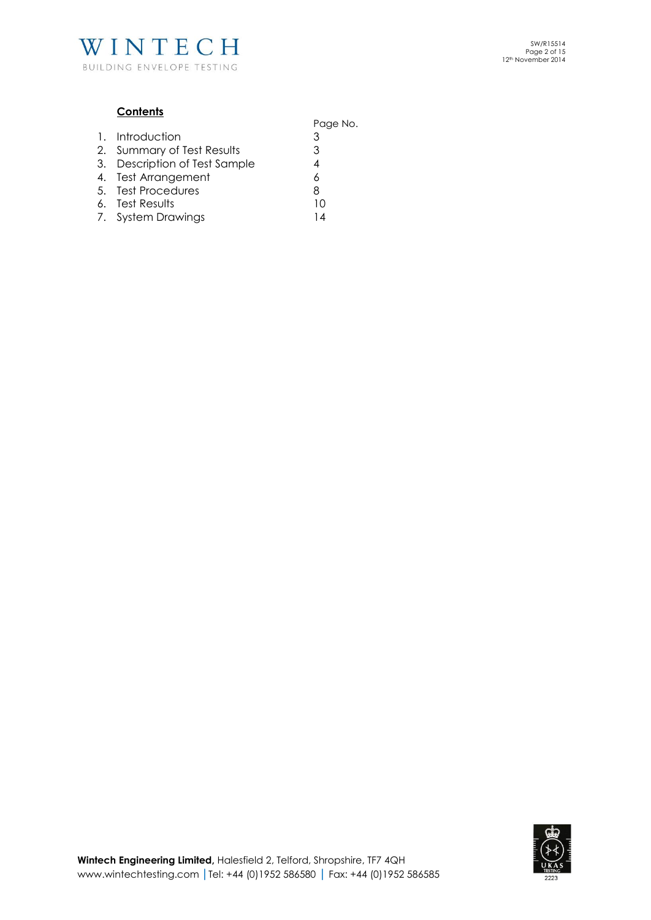## Contents

| | | Page No. |
|---|---|---|
| 1. | Introduction | 3 |
| 2. | Summary of Test Results | 3 |
| 3. | Description of Test Sample | 4 |
| 4. | Test Arrangement | 6 |
| 5. | Test Procedures | 8 |
| 6. | Test Results | 10 |
| 7. | System Drawings | 14 |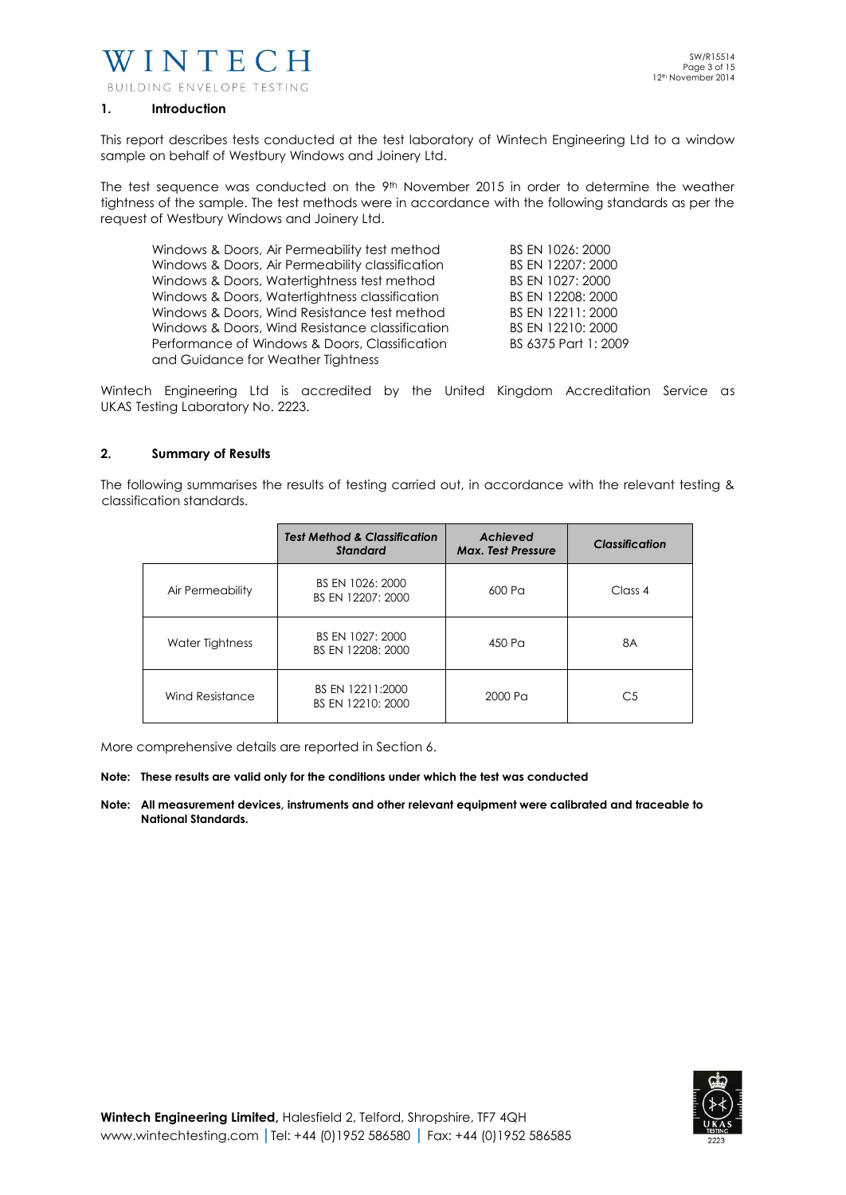## 1. Introduction

This report describes tests conducted at the test laboratory of Wintech Engineering Ltd to a window sample on behalf of Westbury Windows and Joinery Ltd.

The test sequence was conducted on the 9th November 2015 in order to determine the weather tightness of the sample. The test methods were in accordance with the following standards as per the request of Westbury Windows and Joinery Ltd.

| | |
|---|---|
| Windows & Doors, Air Permeability test method | BS EN 1026: 2000 |
| Windows & Doors, Air Permeability classification | BS EN 12207: 2000 |
| Windows & Doors, Watertightness test method | BS EN 1027: 2000 |
| Windows & Doors, Watertightness classification | BS EN 12208: 2000 |
| Windows & Doors, Wind Resistance test method | BS EN 12211: 2000 |
| Windows & Doors, Wind Resistance classification | BS EN 12210: 2000 |
| Performance of Windows & Doors, Classification and Guidance for Weather Tightness | BS 6375 Part 1: 2009 |

Wintech Engineering Ltd is accredited by the United Kingdom Accreditation Service as UKAS Testing Laboratory No. 2223.

## 2. Summary of Results

The following summarises the results of testing carried out, in accordance with the relevant testing & classification standards.

| | *Test Method & Classification Standard* | *Achieved Max. Test Pressure* | *Classification* |
|---|---|---|---|
| Air Permeability | BS EN 1026: 2000<br>BS EN 12207: 2000 | 600 Pa | Class 4 |
| Water Tightness | BS EN 1027: 2000<br>BS EN 12208: 2000 | 450 Pa | 8A |
| Wind Resistance | BS EN 12211:2000<br>BS EN 12210: 2000 | 2000 Pa | C5 |

More comprehensive details are reported in Section 6.

**Note: These results are valid only for the conditions under which the test was conducted**

**Note: All measurement devices, instruments and other relevant equipment were calibrated and traceable to National Standards.**

**Wintech Engineering Limited,** Halesfield 2, Telford, Shropshire, TF7 4QH
www.wintechtesting.com | Tel: +44 (0)1952 586580 | Fax: +44 (0)1952 586585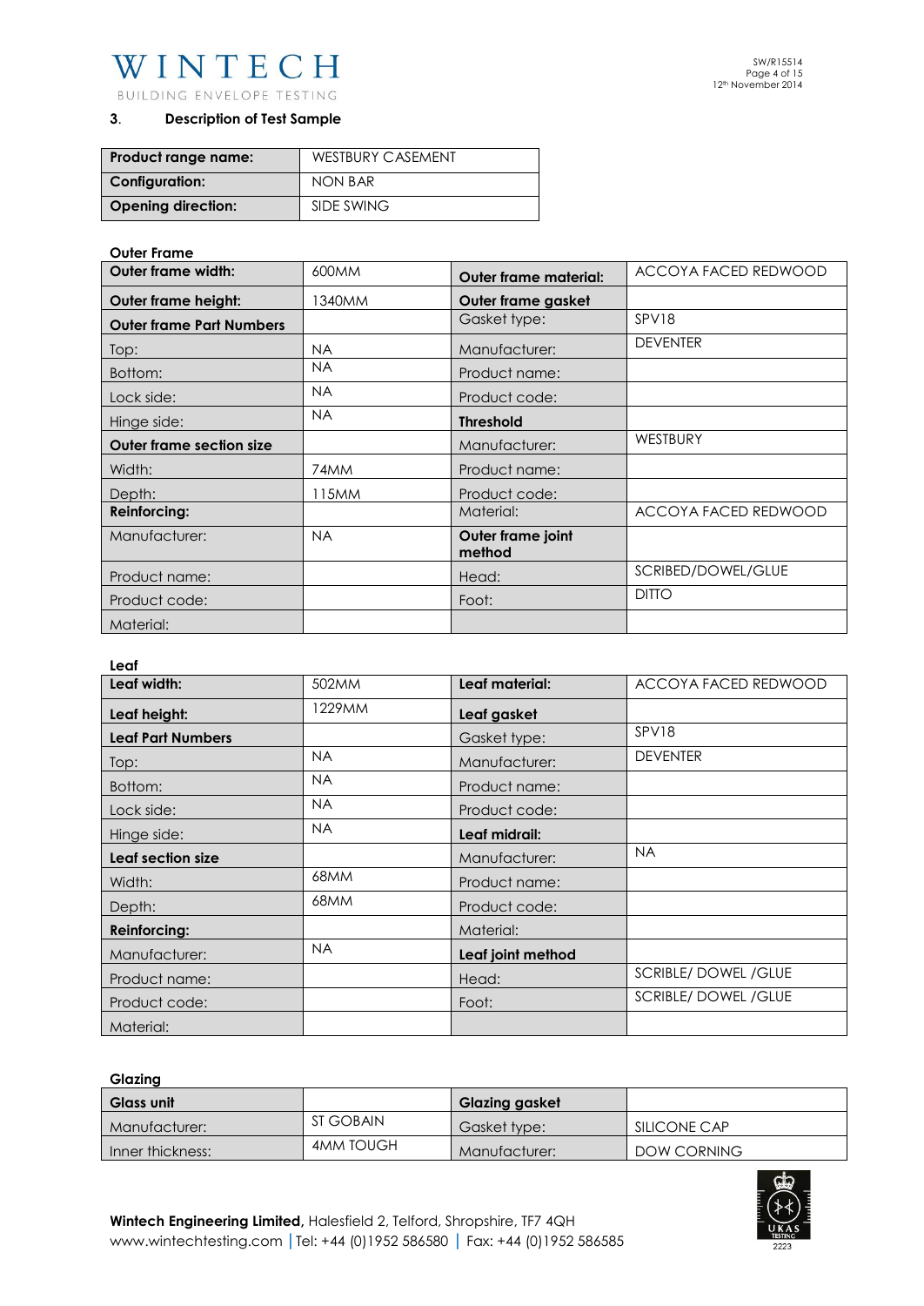## 3. Description of Test Sample

| **Product range name:** | WESTBURY CASEMENT |
|---|---|
| **Configuration:** | NON BAR |
| **Opening direction:** | SIDE SWING |

**Outer Frame**

| **Outer frame width:** | 600MM | **Outer frame material:** | ACCOYA FACED REDWOOD |
|---|---|---|---|
| **Outer frame height:** | 1340MM | **Outer frame gasket** | |
| **Outer frame Part Numbers** | | Gasket type: | SPV18 |
| Top: | NA | Manufacturer: | DEVENTER |
| Bottom: | NA | Product name: | |
| Lock side: | NA | Product code: | |
| Hinge side: | NA | **Threshold** | |
| **Outer frame section size** | | Manufacturer: | WESTBURY |
| Width: | 74MM | Product name: | |
| Depth: | 115MM | Product code: | |
| **Reinforcing:** | | Material: | ACCOYA FACED REDWOOD |
| Manufacturer: | NA | **Outer frame joint method** | |
| Product name: | | Head: | SCRIBED/DOWEL/GLUE |
| Product code: | | Foot: | DITTO |
| Material: | | | |

**Leaf**

| **Leaf width:** | 502MM | **Leaf material:** | ACCOYA FACED REDWOOD |
|---|---|---|---|
| **Leaf height:** | 1229MM | **Leaf gasket** | |
| **Leaf Part Numbers** | | Gasket type: | SPV18 |
| Top: | NA | Manufacturer: | DEVENTER |
| Bottom: | NA | Product name: | |
| Lock side: | NA | Product code: | |
| Hinge side: | NA | **Leaf midrail:** | |
| **Leaf section size** | | Manufacturer: | NA |
| Width: | 68MM | Product name: | |
| Depth: | 68MM | Product code: | |
| **Reinforcing:** | | Material: | |
| Manufacturer: | NA | **Leaf joint method** | |
| Product name: | | Head: | SCRIBLE/ DOWEL /GLUE |
| Product code: | | Foot: | SCRIBLE/ DOWEL /GLUE |
| Material: | | | |

**Glazing**

| **Glass unit** | | **Glazing gasket** | |
|---|---|---|---|
| Manufacturer: | ST GOBAIN | Gasket type: | SILICONE CAP |
| Inner thickness: | 4MM TOUGH | Manufacturer: | DOW CORNING |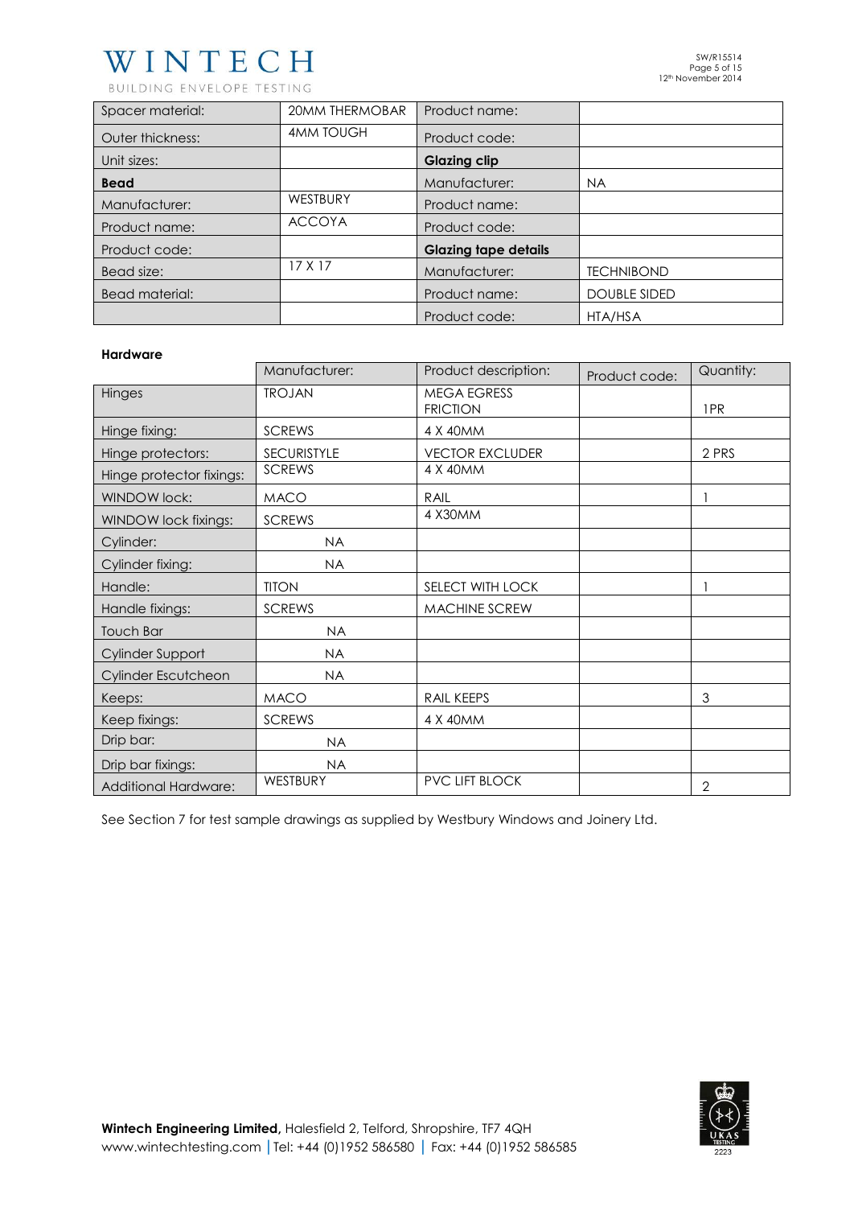| | | | |
|---|---|---|---|
| Spacer material: | 20MM THERMOBAR | Product name: | |
| Outer thickness: | 4MM TOUGH | Product code: | |
| Unit sizes: | | **Glazing clip** | |
| **Bead** | | Manufacturer: | NA |
| Manufacturer: | WESTBURY | Product name: | |
| Product name: | ACCOYA | Product code: | |
| Product code: | | **Glazing tape details** | |
| Bead size: | 17 X 17 | Manufacturer: | TECHNIBOND |
| Bead material: | | Product name: | DOUBLE SIDED |
| | | Product code: | HTA/HSA |

**Hardware**

| | Manufacturer: | Product description: | Product code: | Quantity: |
|---|---|---|---|---|
| Hinges | TROJAN | MEGA EGRESS FRICTION | | 1PR |
| Hinge fixing: | SCREWS | 4 X 40MM | | |
| Hinge protectors: | SECURISTYLE | VECTOR EXCLUDER | | 2 PRS |
| Hinge protector fixings: | SCREWS | 4 X 40MM | | |
| WINDOW lock: | MACO | RAIL | | 1 |
| WINDOW lock fixings: | SCREWS | 4 X30MM | | |
| Cylinder: | NA | | | |
| Cylinder fixing: | NA | | | |
| Handle: | TITON | SELECT WITH LOCK | | 1 |
| Handle fixings: | SCREWS | MACHINE SCREW | | |
| Touch Bar | NA | | | |
| Cylinder Support | NA | | | |
| Cylinder Escutcheon | NA | | | |
| Keeps: | MACO | RAIL KEEPS | | 3 |
| Keep fixings: | SCREWS | 4 X 40MM | | |
| Drip bar: | NA | | | |
| Drip bar fixings: | NA | | | |
| Additional Hardware: | WESTBURY | PVC LIFT BLOCK | | 2 |

See Section 7 for test sample drawings as supplied by Westbury Windows and Joinery Ltd.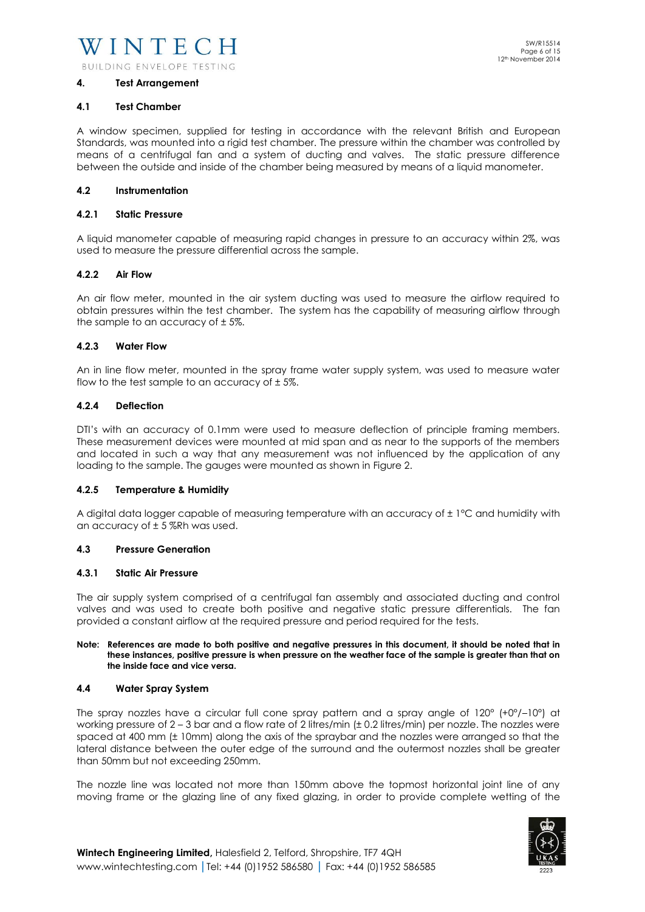## 4. Test Arrangement

### 4.1 Test Chamber

A window specimen, supplied for testing in accordance with the relevant British and European Standards, was mounted into a rigid test chamber. The pressure within the chamber was controlled by means of a centrifugal fan and a system of ducting and valves. The static pressure difference between the outside and inside of the chamber being measured by means of a liquid manometer.

### 4.2 Instrumentation

#### 4.2.1 Static Pressure

A liquid manometer capable of measuring rapid changes in pressure to an accuracy within 2%, was used to measure the pressure differential across the sample.

#### 4.2.2 Air Flow

An air flow meter, mounted in the air system ducting was used to measure the airflow required to obtain pressures within the test chamber. The system has the capability of measuring airflow through the sample to an accuracy of ± 5%.

#### 4.2.3 Water Flow

An in line flow meter, mounted in the spray frame water supply system, was used to measure water flow to the test sample to an accuracy of ± 5%.

#### 4.2.4 Deflection

DTI's with an accuracy of 0.1mm were used to measure deflection of principle framing members. These measurement devices were mounted at mid span and as near to the supports of the members and located in such a way that any measurement was not influenced by the application of any loading to the sample. The gauges were mounted as shown in Figure 2.

#### 4.2.5 Temperature & Humidity

A digital data logger capable of measuring temperature with an accuracy of ± 1°C and humidity with an accuracy of ± 5 %Rh was used.

### 4.3 Pressure Generation

#### 4.3.1 Static Air Pressure

The air supply system comprised of a centrifugal fan assembly and associated ducting and control valves and was used to create both positive and negative static pressure differentials. The fan provided a constant airflow at the required pressure and period required for the tests.

**Note: References are made to both positive and negative pressures in this document, it should be noted that in these instances, positive pressure is when pressure on the weather face of the sample is greater than that on the inside face and vice versa.**

### 4.4 Water Spray System

The spray nozzles have a circular full cone spray pattern and a spray angle of 120° (+0°/−10°) at working pressure of 2 – 3 bar and a flow rate of 2 litres/min (± 0.2 litres/min) per nozzle. The nozzles were spaced at 400 mm (± 10mm) along the axis of the spraybar and the nozzles were arranged so that the lateral distance between the outer edge of the surround and the outermost nozzles shall be greater than 50mm but not exceeding 250mm.

The nozzle line was located not more than 150mm above the topmost horizontal joint line of any moving frame or the glazing line of any fixed glazing, in order to provide complete wetting of the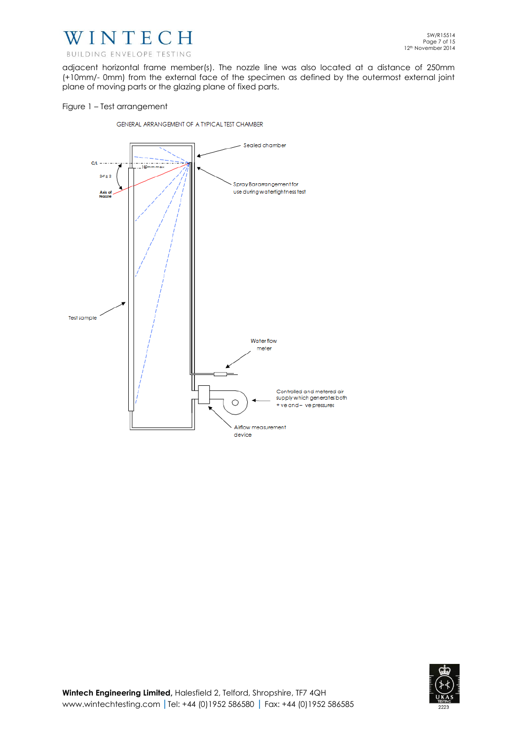adjacent horizontal frame member(s). The nozzle line was also located at a distance of 250mm (+10mm/- 0mm) from the external face of the specimen as defined by the outermost external joint plane of moving parts or the glazing plane of fixed parts.

Figure 1 – Test arrangement

GENERAL ARRANGEMENT OF A TYPICAL TEST CHAMBER

C/L

150mm max

24° ± 2

Axis of Nozzle

Sealed chamber

Spray Bar arrangement for use during watertightness test

Test sample

Water flow meter

Controlled and metered air supply which generates both + ve and – ve pressures

Airflow measurement device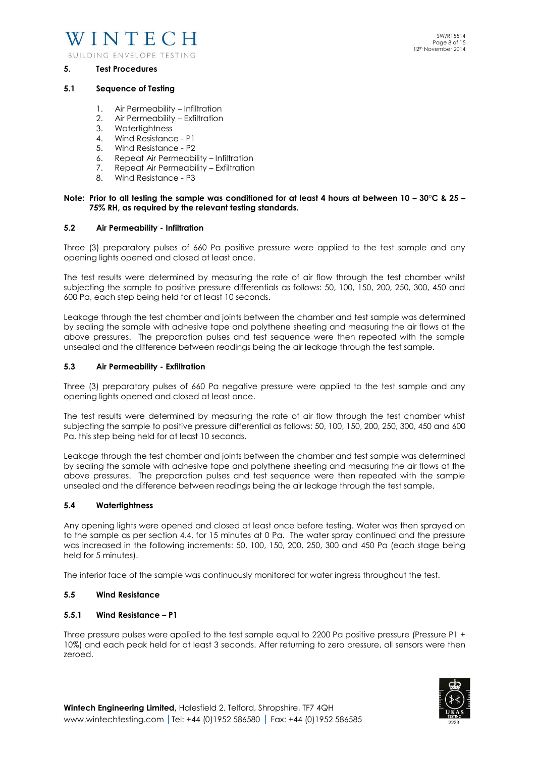## 5. Test Procedures

### 5.1 Sequence of Testing

1. Air Permeability – Infiltration
2. Air Permeability – Exfiltration
3. Watertightness
4. Wind Resistance - P1
5. Wind Resistance - P2
6. Repeat Air Permeability – Infiltration
7. Repeat Air Permeability – Exfiltration
8. Wind Resistance - P3

**Note: Prior to all testing the sample was conditioned for at least 4 hours at between 10 – 30°C & 25 – 75% RH, as required by the relevant testing standards.**

### 5.2 Air Permeability - Infiltration

Three (3) preparatory pulses of 660 Pa positive pressure were applied to the test sample and any opening lights opened and closed at least once.

The test results were determined by measuring the rate of air flow through the test chamber whilst subjecting the sample to positive pressure differentials as follows: 50, 100, 150, 200, 250, 300, 450 and 600 Pa, each step being held for at least 10 seconds.

Leakage through the test chamber and joints between the chamber and test sample was determined by sealing the sample with adhesive tape and polythene sheeting and measuring the air flows at the above pressures. The preparation pulses and test sequence were then repeated with the sample unsealed and the difference between readings being the air leakage through the test sample.

### 5.3 Air Permeability - Exfiltration

Three (3) preparatory pulses of 660 Pa negative pressure were applied to the test sample and any opening lights opened and closed at least once.

The test results were determined by measuring the rate of air flow through the test chamber whilst subjecting the sample to positive pressure differentials as follows: 50, 100, 150, 200, 250, 300, 450 and 600 Pa, this step being held for at least 10 seconds.

Leakage through the test chamber and joints between the chamber and test sample was determined by sealing the sample with adhesive tape and polythene sheeting and measuring the air flows at the above pressures. The preparation pulses and test sequence were then repeated with the sample unsealed and the difference between readings being the air leakage through the test sample.

### 5.4 Watertightness

Any opening lights were opened and closed at least once before testing. Water was then sprayed on to the sample as per section 4.4, for 15 minutes at 0 Pa. The water spray continued and the pressure was increased in the following increments: 50, 100, 150, 200, 250, 300 and 450 Pa (each stage being held for 5 minutes).

The interior face of the sample was continuously monitored for water ingress throughout the test.

### 5.5 Wind Resistance

#### 5.5.1 Wind Resistance – P1

Three pressure pulses were applied to the test sample equal to 2200 Pa positive pressure (Pressure P1 + 10%) and each peak held for at least 3 seconds. After returning to zero pressure, all sensors were then zeroed.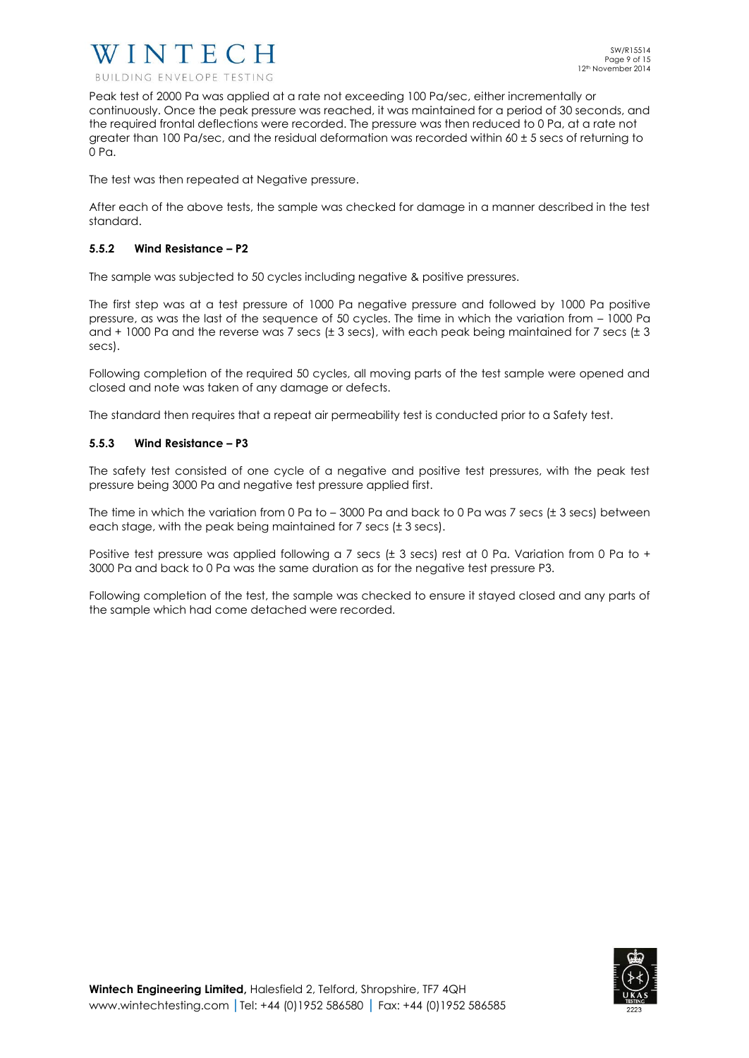Peak test of 2000 Pa was applied at a rate not exceeding 100 Pa/sec, either incrementally or continuously. Once the peak pressure was reached, it was maintained for a period of 30 seconds, and the required frontal deflections were recorded. The pressure was then reduced to 0 Pa, at a rate not greater than 100 Pa/sec, and the residual deformation was recorded within 60 ± 5 secs of returning to 0 Pa.

The test was then repeated at Negative pressure.

After each of the above tests, the sample was checked for damage in a manner described in the test standard.

### 5.5.2 Wind Resistance – P2

The sample was subjected to 50 cycles including negative & positive pressures.

The first step was at a test pressure of 1000 Pa negative pressure and followed by 1000 Pa positive pressure, as was the last of the sequence of 50 cycles. The time in which the variation from – 1000 Pa and + 1000 Pa and the reverse was 7 secs (± 3 secs), with each peak being maintained for 7 secs (± 3 secs).

Following completion of the required 50 cycles, all moving parts of the test sample were opened and closed and note was taken of any damage or defects.

The standard then requires that a repeat air permeability test is conducted prior to a Safety test.

### 5.5.3 Wind Resistance – P3

The safety test consisted of one cycle of a negative and positive test pressures, with the peak test pressure being 3000 Pa and negative test pressure applied first.

The time in which the variation from 0 Pa to – 3000 Pa and back to 0 Pa was 7 secs (± 3 secs) between each stage, with the peak being maintained for 7 secs (± 3 secs).

Positive test pressure was applied following a 7 secs (± 3 secs) rest at 0 Pa. Variation from 0 Pa to + 3000 Pa and back to 0 Pa was the same duration as for the negative test pressure P3.

Following completion of the test, the sample was checked to ensure it stayed closed and any parts of the sample which had come detached were recorded.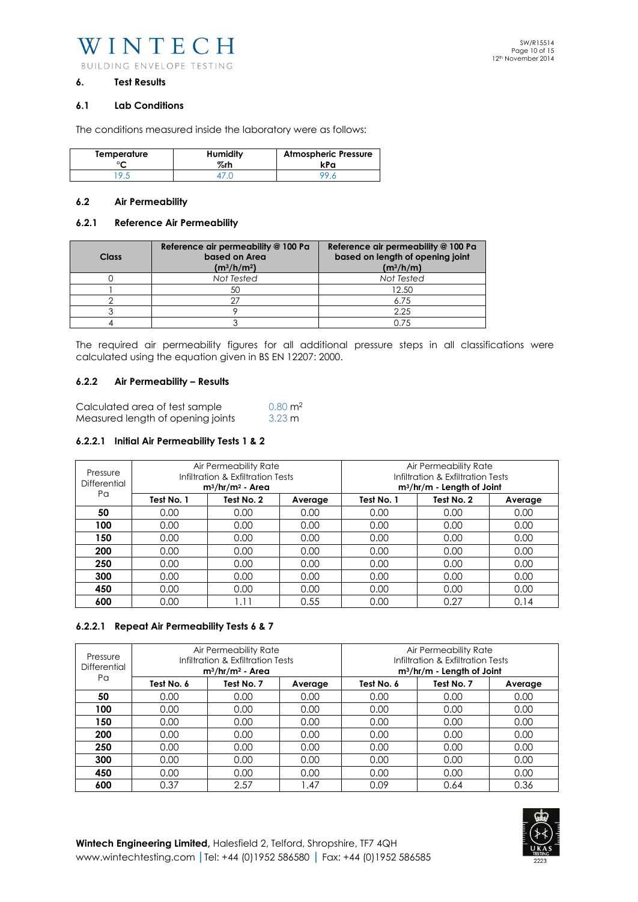## 6. Test Results

### 6.1 Lab Conditions

The conditions measured inside the laboratory were as follows:

| Temperature °C | Humidity %rh | Atmospheric Pressure kPa |
|---|---|---|
| 19.5 | 47.0 | 99.6 |

### 6.2 Air Permeability

#### 6.2.1 Reference Air Permeability

| Class | Reference air permeability @ 100 Pa based on Area ($m^3/h/m^2$) | Reference air permeability @ 100 Pa based on length of opening joint ($m^3/h/m$) |
|---|---|---|
| 0 | *Not Tested* | *Not Tested* |
| 1 | 50 | 12.50 |
| 2 | 27 | 6.75 |
| 3 | 9 | 2.25 |
| 4 | 3 | 0.75 |

The required air permeability figures for all additional pressure steps in all classifications were calculated using the equation given in BS EN 12207: 2000.

#### 6.2.2 Air Permeability – Results

Calculated area of test sample 0.80 $m^2$
Measured length of opening joints 3.23 m

##### 6.2.2.1 Initial Air Permeability Tests 1 & 2

| Pressure Differential Pa | Air Permeability Rate Infiltration & Exfiltration Tests $m^3/hr/m^2$ - Area | | | Air Permeability Rate Infiltration & Exfiltration Tests $m^3/hr/m$ - Length of Joint | | |
|---|---|---|---|---|---|---|
| | **Test No. 1** | **Test No. 2** | **Average** | **Test No. 1** | **Test No. 2** | **Average** |
| **50** | 0.00 | 0.00 | 0.00 | 0.00 | 0.00 | 0.00 |
| **100** | 0.00 | 0.00 | 0.00 | 0.00 | 0.00 | 0.00 |
| **150** | 0.00 | 0.00 | 0.00 | 0.00 | 0.00 | 0.00 |
| **200** | 0.00 | 0.00 | 0.00 | 0.00 | 0.00 | 0.00 |
| **250** | 0.00 | 0.00 | 0.00 | 0.00 | 0.00 | 0.00 |
| **300** | 0.00 | 0.00 | 0.00 | 0.00 | 0.00 | 0.00 |
| **450** | 0.00 | 0.00 | 0.00 | 0.00 | 0.00 | 0.00 |
| **600** | 0.00 | 1.11 | 0.55 | 0.00 | 0.27 | 0.14 |

##### 6.2.2.1 Repeat Air Permeability Tests 6 & 7

| Pressure Differential Pa | Air Permeability Rate Infiltration & Exfiltration Tests $m^3/hr/m^2$ - Area | | | Air Permeability Rate Infiltration & Exfiltration Tests $m^3/hr/m$ - Length of Joint | | |
|---|---|---|---|---|---|---|
| | **Test No. 6** | **Test No. 7** | **Average** | **Test No. 6** | **Test No. 7** | **Average** |
| **50** | 0.00 | 0.00 | 0.00 | 0.00 | 0.00 | 0.00 |
| **100** | 0.00 | 0.00 | 0.00 | 0.00 | 0.00 | 0.00 |
| **150** | 0.00 | 0.00 | 0.00 | 0.00 | 0.00 | 0.00 |
| **200** | 0.00 | 0.00 | 0.00 | 0.00 | 0.00 | 0.00 |
| **250** | 0.00 | 0.00 | 0.00 | 0.00 | 0.00 | 0.00 |
| **300** | 0.00 | 0.00 | 0.00 | 0.00 | 0.00 | 0.00 |
| **450** | 0.00 | 0.00 | 0.00 | 0.00 | 0.00 | 0.00 |
| **600** | 0.37 | 2.57 | 1.47 | 0.09 | 0.64 | 0.36 |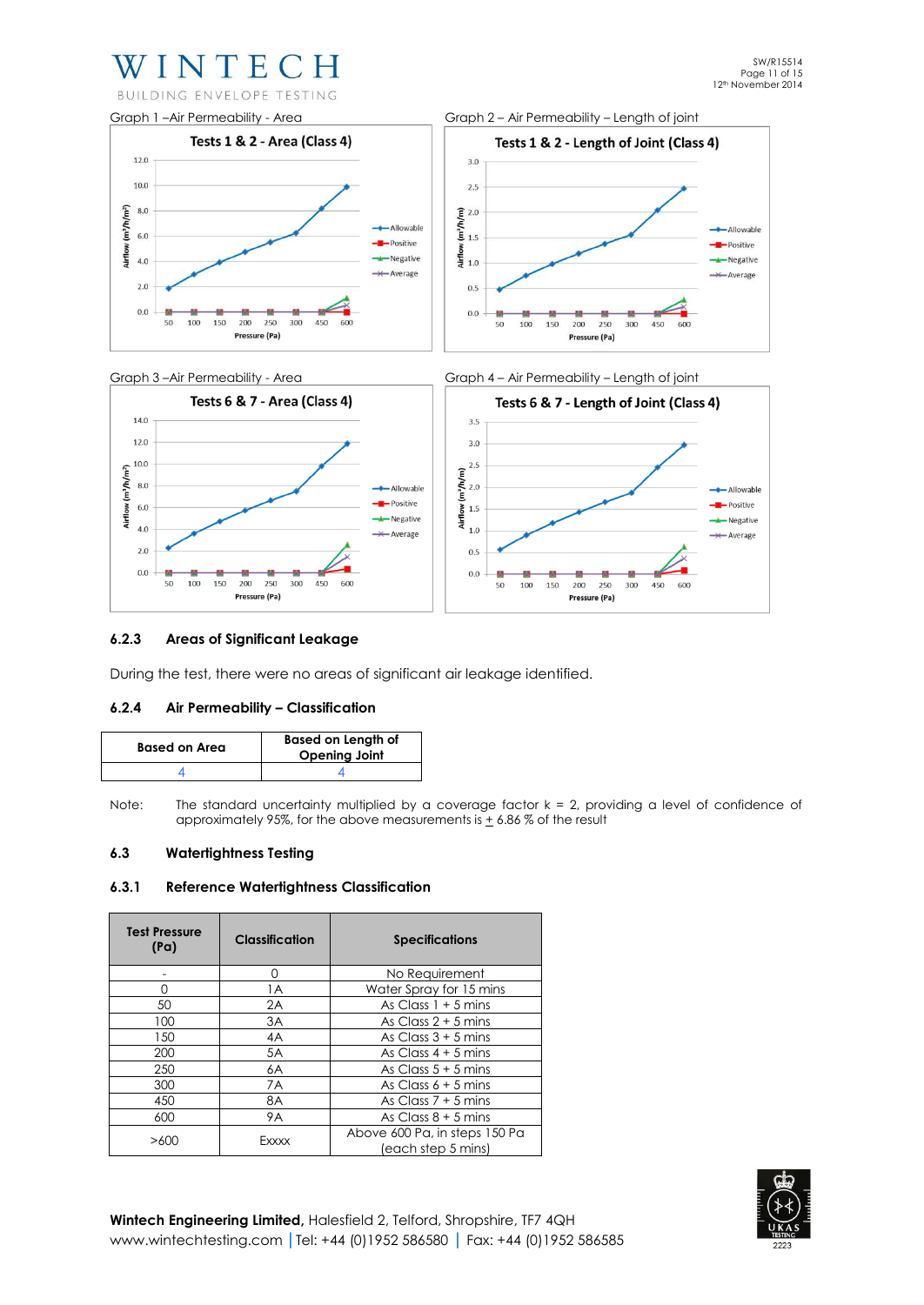Graph 1 – Air Permeability - Area

**Tests 1 & 2 - Area (Class 4)**

Graph 2 – Air Permeability – Length of joint

**Tests 1 & 2 - Length of Joint (Class 4)**

Graph 3 – Air Permeability - Area

**Tests 6 & 7 - Area (Class 4)**

Graph 4 – Air Permeability – Length of joint

**Tests 6 & 7 - Length of Joint (Class 4)**

### 6.2.3 Areas of Significant Leakage

During the test, there were no areas of significant air leakage identified.

### 6.2.4 Air Permeability – Classification

| Based on Area | Based on Length of Opening Joint |
|---|---|
| 4 | 4 |

Note: The standard uncertainty multiplied by a coverage factor k = 2, providing a level of confidence of approximately 95%, for the above measurements is ± 6.86 % of the result

## 6.3 Watertightness Testing

### 6.3.1 Reference Watertightness Classification

| Test Pressure (Pa) | Classification | Specifications |
|---|---|---|
| - | 0 | No Requirement |
| 0 | 1A | Water Spray for 15 mins |
| 50 | 2A | As Class 1 + 5 mins |
| 100 | 3A | As Class 2 + 5 mins |
| 150 | 4A | As Class 3 + 5 mins |
| 200 | 5A | As Class 4 + 5 mins |
| 250 | 6A | As Class 5 + 5 mins |
| 300 | 7A | As Class 6 + 5 mins |
| 450 | 8A | As Class 7 + 5 mins |
| 600 | 9A | As Class 8 + 5 mins |
| >600 | Exxxx | Above 600 Pa, in steps 150 Pa (each step 5 mins) |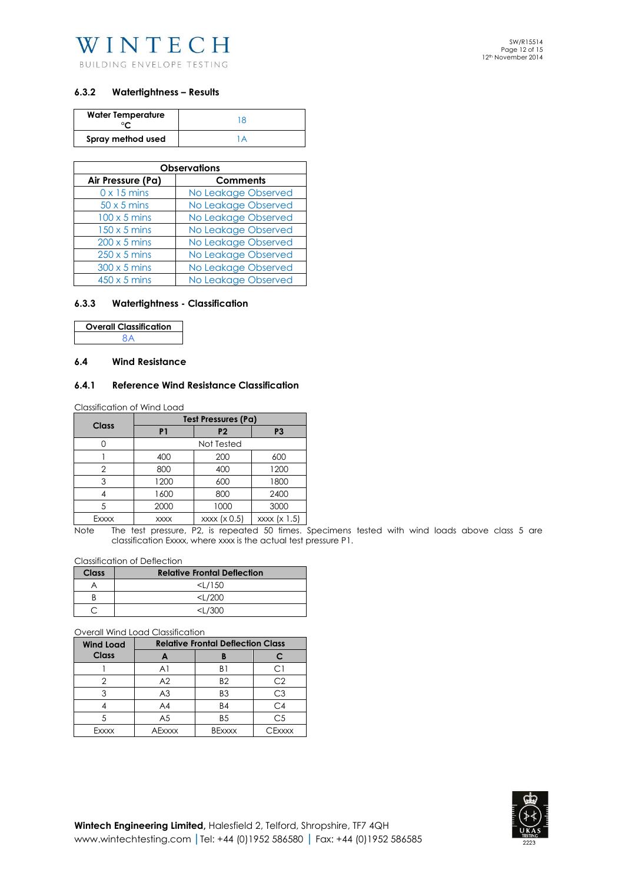### 6.3.2 Watertightness – Results

| Water Temperature °C | 18 |
|---|---|
| Spray method used | 1A |

| Observations | |
|---|---|
| Air Pressure (Pa) | Comments |
| 0 x 15 mins | No Leakage Observed |
| 50 x 5 mins | No Leakage Observed |
| 100 x 5 mins | No Leakage Observed |
| 150 x 5 mins | No Leakage Observed |
| 200 x 5 mins | No Leakage Observed |
| 250 x 5 mins | No Leakage Observed |
| 300 x 5 mins | No Leakage Observed |
| 450 x 5 mins | No Leakage Observed |

### 6.3.3 Watertightness - Classification

| Overall Classification |
|---|
| 8A |

## 6.4 Wind Resistance

### 6.4.1 Reference Wind Resistance Classification

Classification of Wind Load

| Class | Test Pressures (Pa) | | |
|---|---|---|---|
| | P1 | P2 | P3 |
| 0 | Not Tested | | |
| 1 | 400 | 200 | 600 |
| 2 | 800 | 400 | 1200 |
| 3 | 1200 | 600 | 1800 |
| 4 | 1600 | 800 | 2400 |
| 5 | 2000 | 1000 | 3000 |
| Exxxx | xxxx | xxxx (x 0.5) | xxxx (x 1.5) |

Note The test pressure, P2, is repeated 50 times. Specimens tested with wind loads above class 5 are classification Exxxx, where xxxx is the actual test pressure P1.

Classification of Deflection

| Class | Relative Frontal Deflection |
|---|---|
| A | <L/150 |
| B | <L/200 |
| C | <L/300 |

Overall Wind Load Classification

| Wind Load Class | Relative Frontal Deflection Class | | |
|---|---|---|---|
| | A | B | C |
| 1 | A1 | B1 | C1 |
| 2 | A2 | B2 | C2 |
| 3 | A3 | B3 | C3 |
| 4 | A4 | B4 | C4 |
| 5 | A5 | B5 | C5 |
| Exxxx | AExxxx | BExxxx | CExxxx |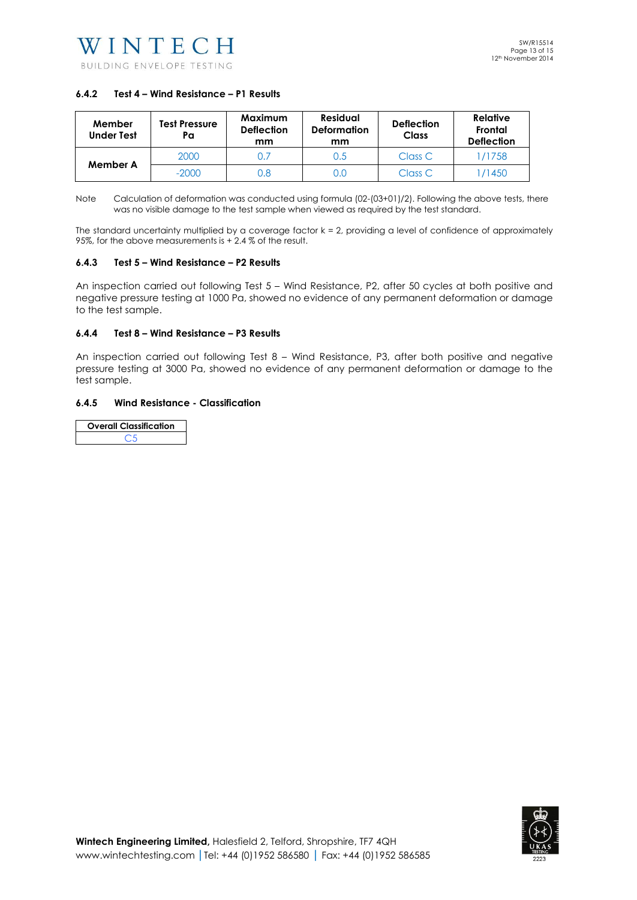### 6.4.2 Test 4 – Wind Resistance – P1 Results

| Member Under Test | Test Pressure Pa | Maximum Deflection mm | Residual Deformation mm | Deflection Class | Relative Frontal Deflection |
|---|---|---|---|---|---|
| Member A | 2000 | 0.7 | 0.5 | Class C | 1/1758 |
| | -2000 | 0.8 | 0.0 | Class C | 1/1450 |

Note Calculation of deformation was conducted using formula (02-(03+01)/2). Following the above tests, there was no visible damage to the test sample when viewed as required by the test standard.

The standard uncertainty multiplied by a coverage factor k = 2, providing a level of confidence of approximately 95%, for the above measurements is + 2.4 % of the result.

### 6.4.3 Test 5 – Wind Resistance – P2 Results

An inspection carried out following Test 5 – Wind Resistance, P2, after 50 cycles at both positive and negative pressure testing at 1000 Pa, showed no evidence of any permanent deformation or damage to the test sample.

### 6.4.4 Test 8 – Wind Resistance – P3 Results

An inspection carried out following Test 8 – Wind Resistance, P3, after both positive and negative pressure testing at 3000 Pa, showed no evidence of any permanent deformation or damage to the test sample.

### 6.4.5 Wind Resistance - Classification

| Overall Classification |
|---|
| C5 |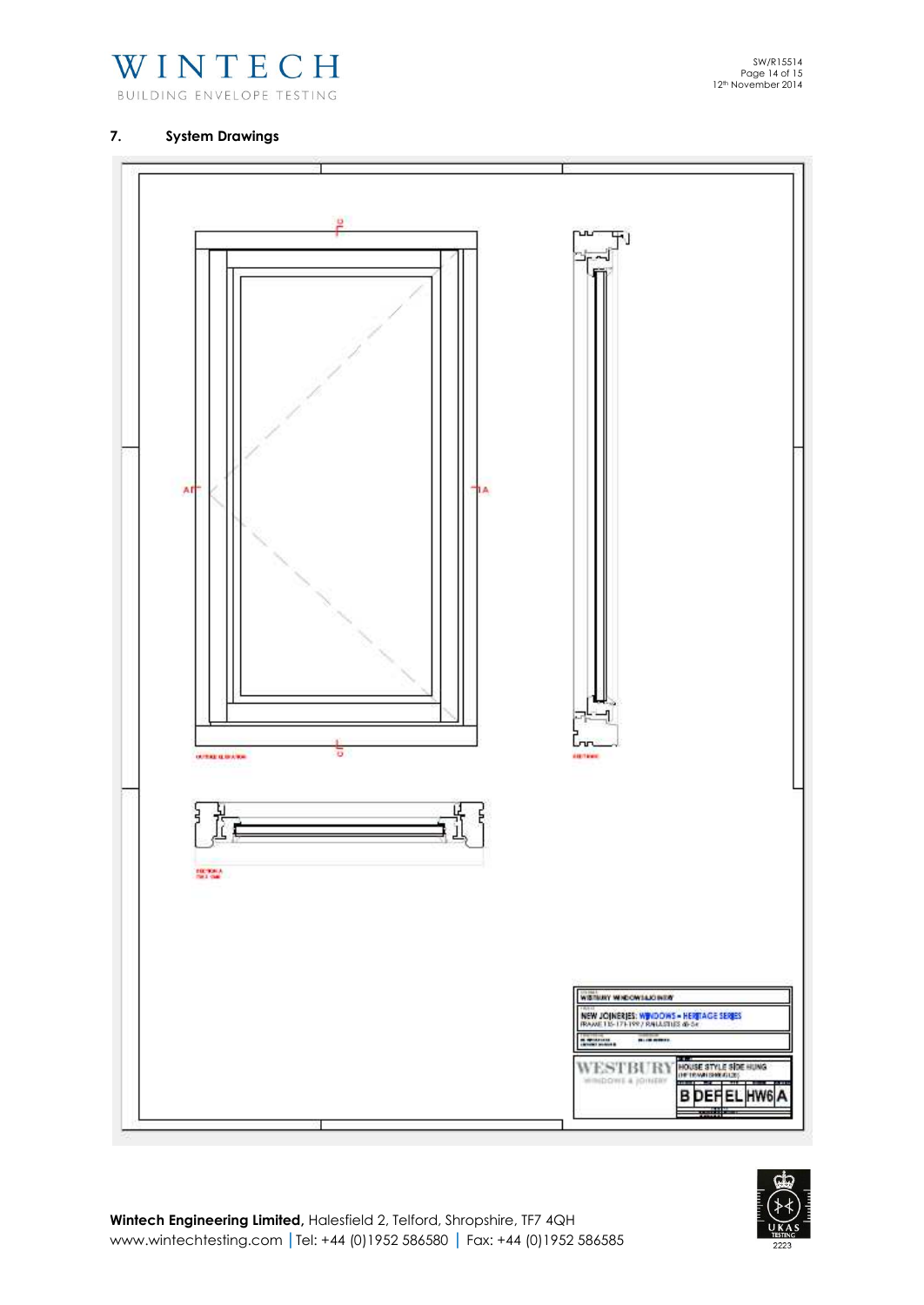## 7. System Drawings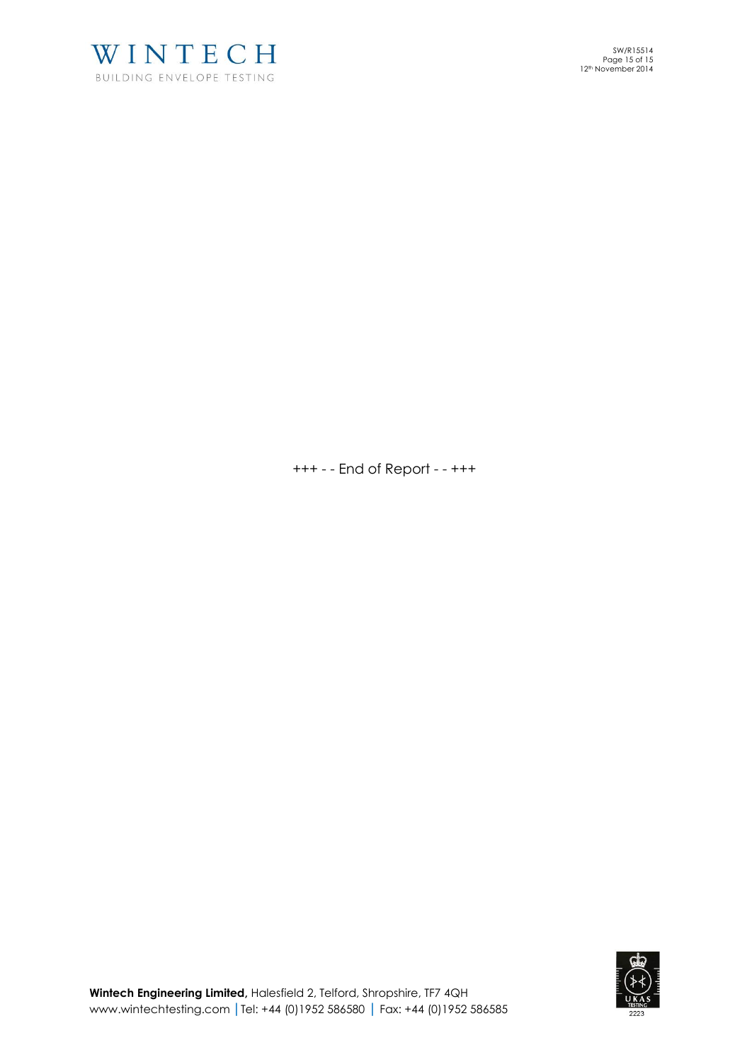+++ - - End of Report - - +++